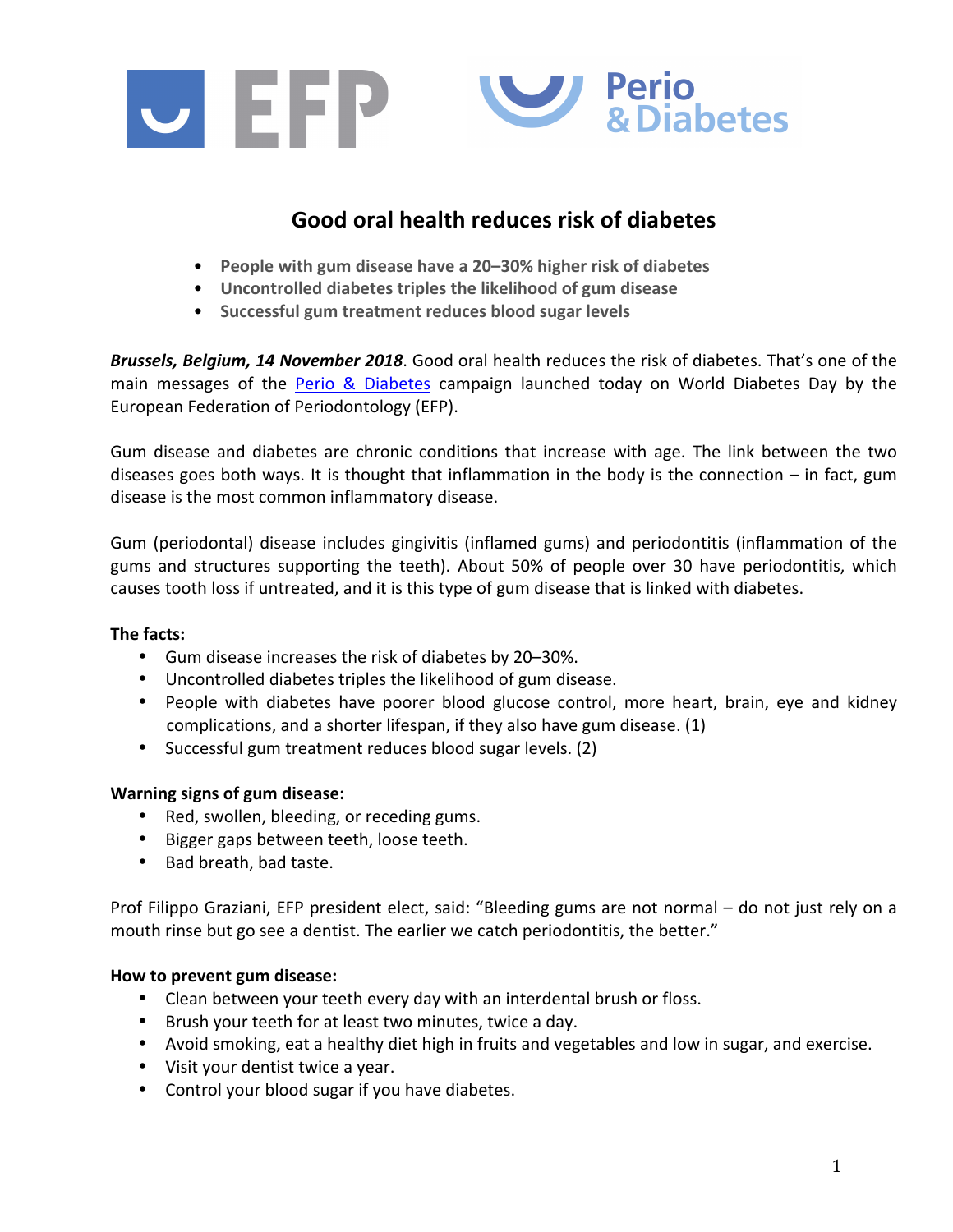# Good oral health reduces risk of diabetes

- **People with gum disease have a 20–30% higher risk of diabetes**
- **Uncontrolled diabetes triples the likelihood of gum disease**
- **Successful gum treatment reduces blood sugar levels**

***Brussels, Belgium, 14 November 2018***. Good oral health reduces the risk of diabetes. That's one of the main messages of the Perio & Diabetes campaign launched today on World Diabetes Day by the European Federation of Periodontology (EFP).

Gum disease and diabetes are chronic conditions that increase with age. The link between the two diseases goes both ways. It is thought that inflammation in the body is the connection – in fact, gum disease is the most common inflammatory disease.

Gum (periodontal) disease includes gingivitis (inflamed gums) and periodontitis (inflammation of the gums and structures supporting the teeth). About 50% of people over 30 have periodontitis, which causes tooth loss if untreated, and it is this type of gum disease that is linked with diabetes.

**The facts:**

- Gum disease increases the risk of diabetes by 20–30%.
- Uncontrolled diabetes triples the likelihood of gum disease.
- People with diabetes have poorer blood glucose control, more heart, brain, eye and kidney complications, and a shorter lifespan, if they also have gum disease. (1)
- Successful gum treatment reduces blood sugar levels. (2)

**Warning signs of gum disease:**

- Red, swollen, bleeding, or receding gums.
- Bigger gaps between teeth, loose teeth.
- Bad breath, bad taste.

Prof Filippo Graziani, EFP president elect, said: "Bleeding gums are not normal – do not just rely on a mouth rinse but go see a dentist. The earlier we catch periodontitis, the better."

**How to prevent gum disease:**

- Clean between your teeth every day with an interdental brush or floss.
- Brush your teeth for at least two minutes, twice a day.
- Avoid smoking, eat a healthy diet high in fruits and vegetables and low in sugar, and exercise.
- Visit your dentist twice a year.
- Control your blood sugar if you have diabetes.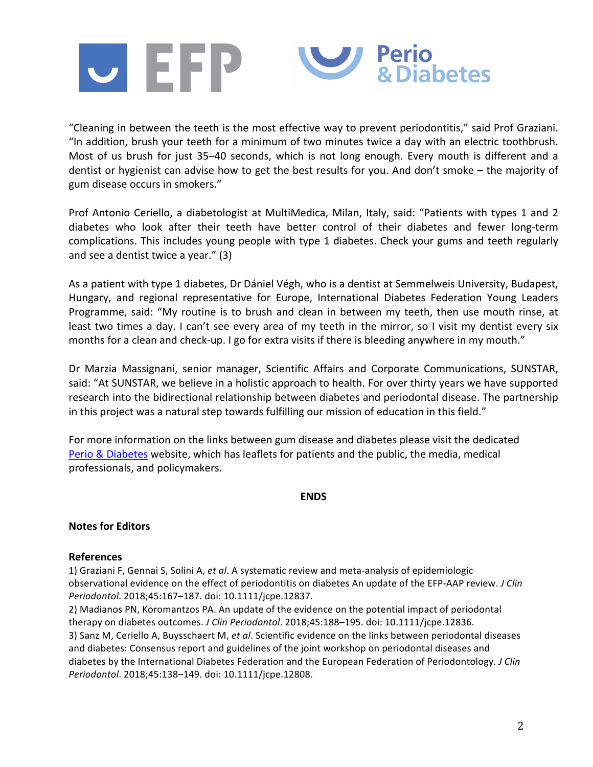"Cleaning in between the teeth is the most effective way to prevent periodontitis," said Prof Graziani. "In addition, brush your teeth for a minimum of two minutes twice a day with an electric toothbrush. Most of us brush for just 35–40 seconds, which is not long enough. Every mouth is different and a dentist or hygienist can advise how to get the best results for you. And don't smoke – the majority of gum disease occurs in smokers."

Prof Antonio Ceriello, a diabetologist at MultiMedica, Milan, Italy, said: "Patients with types 1 and 2 diabetes who look after their teeth have better control of their diabetes and fewer long-term complications. This includes young people with type 1 diabetes. Check your gums and teeth regularly and see a dentist twice a year." (3)

As a patient with type 1 diabetes, Dr Dániel Végh, who is a dentist at Semmelweis University, Budapest, Hungary, and regional representative for Europe, International Diabetes Federation Young Leaders Programme, said: "My routine is to brush and clean in between my teeth, then use mouth rinse, at least two times a day. I can't see every area of my teeth in the mirror, so I visit my dentist every six months for a clean and check-up. I go for extra visits if there is bleeding anywhere in my mouth."

Dr Marzia Massignani, senior manager, Scientific Affairs and Corporate Communications, SUNSTAR, said: "At SUNSTAR, we believe in a holistic approach to health. For over thirty years we have supported research into the bidirectional relationship between diabetes and periodontal disease. The partnership in this project was a natural step towards fulfilling our mission of education in this field."

For more information on the links between gum disease and diabetes please visit the dedicated Perio & Diabetes website, which has leaflets for patients and the public, the media, medical professionals, and policymakers.

**ENDS**

**Notes for Editors**

**References**

1) Graziani F, Gennai S, Solini A, *et al*. A systematic review and meta-analysis of epidemiologic observational evidence on the effect of periodontitis on diabetes An update of the EFP-AAP review. *J Clin Periodontol*. 2018;45:167–187. doi: 10.1111/jcpe.12837.

2) Madianos PN, Koromantzos PA. An update of the evidence on the potential impact of periodontal therapy on diabetes outcomes. *J Clin Periodontol*. 2018;45:188–195. doi: 10.1111/jcpe.12836.

3) Sanz M, Ceriello A, Buysschaert M, *et al*. Scientific evidence on the links between periodontal diseases and diabetes: Consensus report and guidelines of the joint workshop on periodontal diseases and diabetes by the International Diabetes Federation and the European Federation of Periodontology. *J Clin Periodontol*. 2018;45:138–149. doi: 10.1111/jcpe.12808.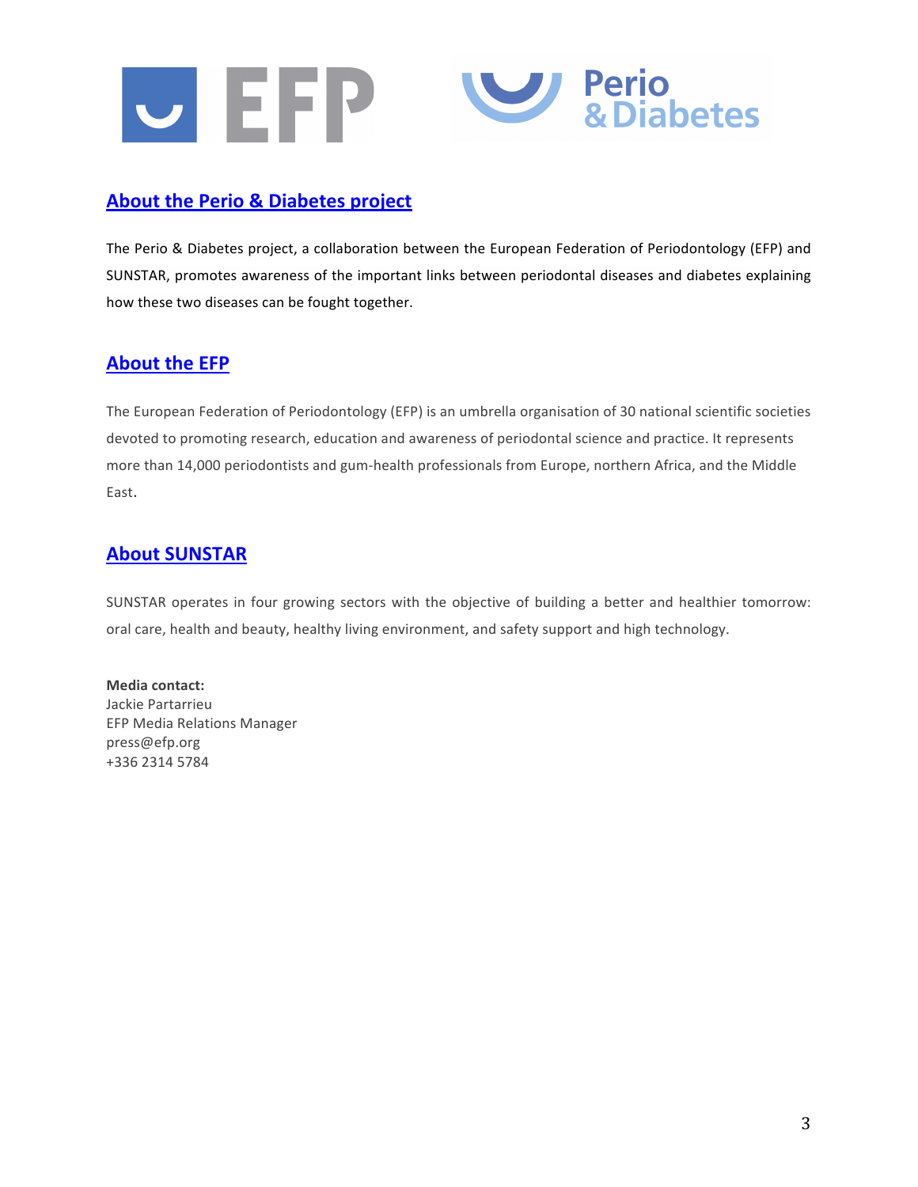## About the Perio & Diabetes project

The Perio & Diabetes project, a collaboration between the European Federation of Periodontology (EFP) and SUNSTAR, promotes awareness of the important links between periodontal diseases and diabetes explaining how these two diseases can be fought together.

## About the EFP

The European Federation of Periodontology (EFP) is an umbrella organisation of 30 national scientific societies devoted to promoting research, education and awareness of periodontal science and practice. It represents more than 14,000 periodontists and gum-health professionals from Europe, northern Africa, and the Middle East.

## About SUNSTAR

SUNSTAR operates in four growing sectors with the objective of building a better and healthier tomorrow: oral care, health and beauty, healthy living environment, and safety support and high technology.

**Media contact:**
Jackie Partarrieu
EFP Media Relations Manager
press@efp.org
+336 2314 5784